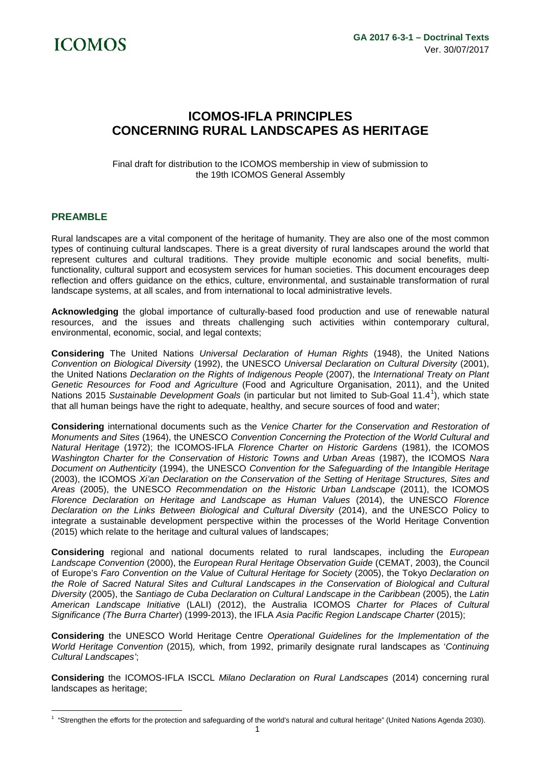# ICOMOS-IFLA PRINCIPLES CONCERNING RURAL LANDSCAPES AS HERITAGE

Final draft for distribution to the ICOMOS membership in view of submission to the 19th ICOMOS General Assembly

## PREAMBLE

Rural landscapes are a vital component of the heritage of humanity. They are also one of the most common types of continuing cultural landscapes. There is a great diversity of rural landscapes around the world that represent cultures and cultural traditions. They provide multiple economic and social benefits, multi-functionality, cultural support and ecosystem services for human societies. This document encourages deep reflection and offers guidance on the ethics, culture, environmental, and sustainable transformation of rural landscape systems, at all scales, and from international to local administrative levels.

**Acknowledging** the global importance of culturally-based food production and use of renewable natural resources, and the issues and threats challenging such activities within contemporary cultural, environmental, economic, social, and legal contexts;

**Considering** The United Nations *Universal Declaration of Human Rights* (1948), the United Nations *Convention on Biological Diversity* (1992), the UNESCO *Universal Declaration on Cultural Diversity* (2001), the United Nations *Declaration on the Rights of Indigenous People* (2007), the *International Treaty on Plant Genetic Resources for Food and Agriculture* (Food and Agriculture Organisation, 2011), and the United Nations 2015 *Sustainable Development Goals* (in particular but not limited to Sub-Goal 11.4[1]), which state that all human beings have the right to adequate, healthy, and secure sources of food and water;

**Considering** international documents such as the *Venice Charter for the Conservation and Restoration of Monuments and Sites* (1964), the UNESCO *Convention Concerning the Protection of the World Cultural and Natural Heritage* (1972); the ICOMOS-IFLA *Florence Charter on Historic Gardens* (1981), the ICOMOS *Washington Charter for the Conservation of Historic Towns and Urban Areas* (1987), the ICOMOS *Nara Document on Authenticity* (1994), the UNESCO *Convention for the Safeguarding of the Intangible Heritage* (2003), the ICOMOS *Xi'an Declaration on the Conservation of the Setting of Heritage Structures, Sites and Areas* (2005), the UNESCO *Recommendation on the Historic Urban Landscape* (2011), the ICOMOS *Florence Declaration on Heritage and Landscape as Human Values* (2014), the UNESCO *Florence Declaration on the Links Between Biological and Cultural Diversity* (2014), and the UNESCO Policy to integrate a sustainable development perspective within the processes of the World Heritage Convention (2015) which relate to the heritage and cultural values of landscapes;

**Considering** regional and national documents related to rural landscapes, including the *European Landscape Convention* (2000), the *European Rural Heritage Observation Guide* (CEMAT, 2003), the Council of Europe's *Faro Convention on the Value of Cultural Heritage for Society* (2005), the Tokyo *Declaration on the Role of Sacred Natural Sites and Cultural Landscapes in the Conservation of Biological and Cultural Diversity* (2005), the *Santiago de Cuba Declaration on Cultural Landscape in the Caribbean* (2005), the *Latin American Landscape Initiative* (LALI) (2012), the Australia ICOMOS *Charter for Places of Cultural Significance (The Burra Charter*) (1999-2013), the IFLA *Asia Pacific Region Landscape Charter* (2015);

**Considering** the UNESCO World Heritage Centre *Operational Guidelines for the Implementation of the World Heritage Convention* (2015)*,* which, from 1992, primarily designate rural landscapes as '*Continuing Cultural Landscapes'*;

**Considering** the ICOMOS-IFLA ISCCL *Milano Declaration on Rural Landscapes* (2014) concerning rural landscapes as heritage;

---

[1] "Strengthen the efforts for the protection and safeguarding of the world's natural and cultural heritage" (United Nations Agenda 2030).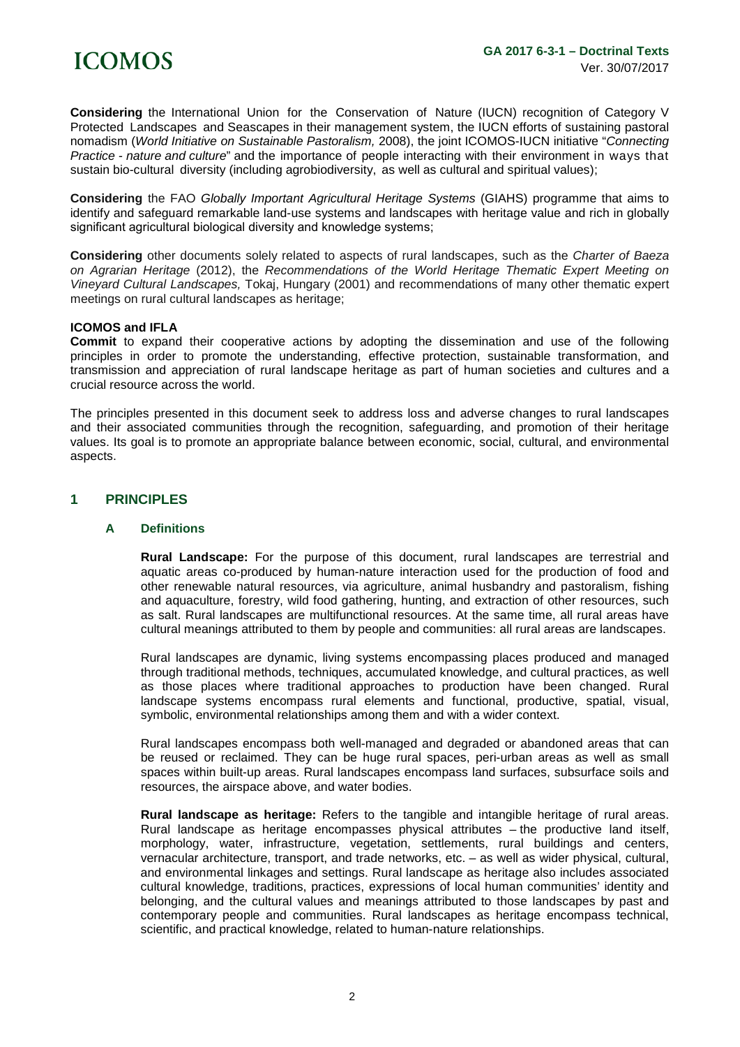**Considering** the International Union for the Conservation of Nature (IUCN) recognition of Category V Protected Landscapes and Seascapes in their management system, the IUCN efforts of sustaining pastoral nomadism (*World Initiative on Sustainable Pastoralism,* 2008), the joint ICOMOS-IUCN initiative "*Connecting Practice - nature and culture*" and the importance of people interacting with their environment in ways that sustain bio-cultural diversity (including agrobiodiversity, as well as cultural and spiritual values);

**Considering** the FAO *Globally Important Agricultural Heritage Systems* (GIAHS) programme that aims to identify and safeguard remarkable land-use systems and landscapes with heritage value and rich in globally significant agricultural biological diversity and knowledge systems;

**Considering** other documents solely related to aspects of rural landscapes, such as the *Charter of Baeza on Agrarian Heritage* (2012), the *Recommendations of the World Heritage Thematic Expert Meeting on Vineyard Cultural Landscapes,* Tokaj, Hungary (2001) and recommendations of many other thematic expert meetings on rural cultural landscapes as heritage;

**ICOMOS and IFLA**
**Commit** to expand their cooperative actions by adopting the dissemination and use of the following principles in order to promote the understanding, effective protection, sustainable transformation, and transmission and appreciation of rural landscape heritage as part of human societies and cultures and a crucial resource across the world.

The principles presented in this document seek to address loss and adverse changes to rural landscapes and their associated communities through the recognition, safeguarding, and promotion of their heritage values. Its goal is to promote an appropriate balance between economic, social, cultural, and environmental aspects.

## 1 PRINCIPLES

### A Definitions

**Rural Landscape:** For the purpose of this document, rural landscapes are terrestrial and aquatic areas co-produced by human-nature interaction used for the production of food and other renewable natural resources, via agriculture, animal husbandry and pastoralism, fishing and aquaculture, forestry, wild food gathering, hunting, and extraction of other resources, such as salt. Rural landscapes are multifunctional resources. At the same time, all rural areas have cultural meanings attributed to them by people and communities: all rural areas are landscapes.

Rural landscapes are dynamic, living systems encompassing places produced and managed through traditional methods, techniques, accumulated knowledge, and cultural practices, as well as those places where traditional approaches to production have been changed. Rural landscape systems encompass rural elements and functional, productive, spatial, visual, symbolic, environmental relationships among them and with a wider context.

Rural landscapes encompass both well-managed and degraded or abandoned areas that can be reused or reclaimed. They can be huge rural spaces, peri-urban areas as well as small spaces within built-up areas. Rural landscapes encompass land surfaces, subsurface soils and resources, the airspace above, and water bodies.

**Rural landscape as heritage:** Refers to the tangible and intangible heritage of rural areas. Rural landscape as heritage encompasses physical attributes – the productive land itself, morphology, water, infrastructure, vegetation, settlements, rural buildings and centers, vernacular architecture, transport, and trade networks, etc. – as well as wider physical, cultural, and environmental linkages and settings. Rural landscape as heritage also includes associated cultural knowledge, traditions, practices, expressions of local human communities' identity and belonging, and the cultural values and meanings attributed to those landscapes by past and contemporary people and communities. Rural landscapes as heritage encompass technical, scientific, and practical knowledge, related to human-nature relationships.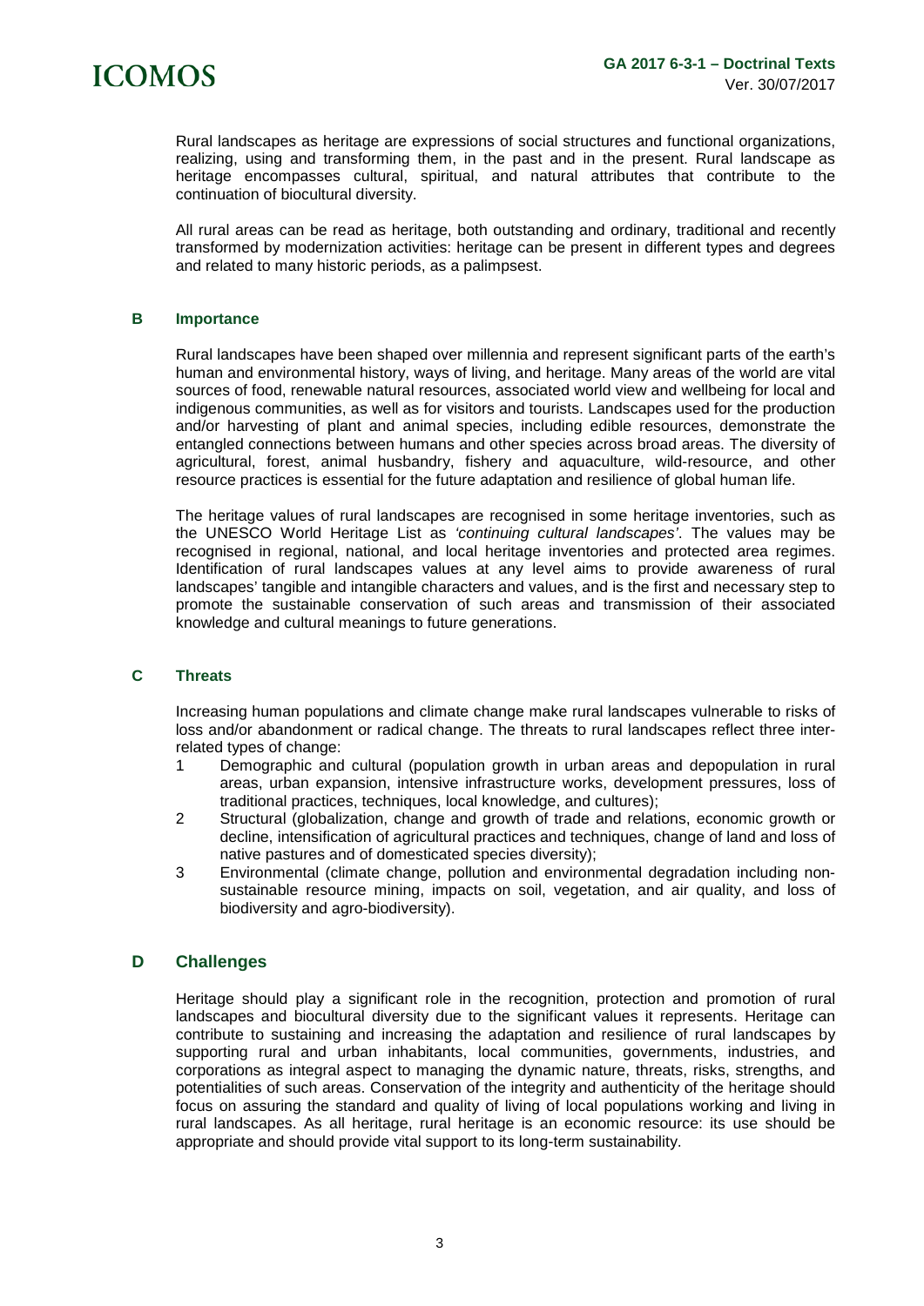Rural landscapes as heritage are expressions of social structures and functional organizations, realizing, using and transforming them, in the past and in the present. Rural landscape as heritage encompasses cultural, spiritual, and natural attributes that contribute to the continuation of biocultural diversity.

All rural areas can be read as heritage, both outstanding and ordinary, traditional and recently transformed by modernization activities: heritage can be present in different types and degrees and related to many historic periods, as a palimpsest.

## B Importance

Rural landscapes have been shaped over millennia and represent significant parts of the earth's human and environmental history, ways of living, and heritage. Many areas of the world are vital sources of food, renewable natural resources, associated world view and wellbeing for local and indigenous communities, as well as for visitors and tourists. Landscapes used for the production and/or harvesting of plant and animal species, including edible resources, demonstrate the entangled connections between humans and other species across broad areas. The diversity of agricultural, forest, animal husbandry, fishery and aquaculture, wild-resource, and other resource practices is essential for the future adaptation and resilience of global human life.

The heritage values of rural landscapes are recognised in some heritage inventories, such as the UNESCO World Heritage List as *'continuing cultural landscapes'*. The values may be recognised in regional, national, and local heritage inventories and protected area regimes. Identification of rural landscapes values at any level aims to provide awareness of rural landscapes' tangible and intangible characters and values, and is the first and necessary step to promote the sustainable conservation of such areas and transmission of their associated knowledge and cultural meanings to future generations.

## C Threats

Increasing human populations and climate change make rural landscapes vulnerable to risks of loss and/or abandonment or radical change. The threats to rural landscapes reflect three inter-related types of change:

1. Demographic and cultural (population growth in urban areas and depopulation in rural areas, urban expansion, intensive infrastructure works, development pressures, loss of traditional practices, techniques, local knowledge, and cultures);
2. Structural (globalization, change and growth of trade and relations, economic growth or decline, intensification of agricultural practices and techniques, change of land and loss of native pastures and of domesticated species diversity);
3. Environmental (climate change, pollution and environmental degradation including non-sustainable resource mining, impacts on soil, vegetation, and air quality, and loss of biodiversity and agro-biodiversity).

## D Challenges

Heritage should play a significant role in the recognition, protection and promotion of rural landscapes and biocultural diversity due to the significant values it represents. Heritage can contribute to sustaining and increasing the adaptation and resilience of rural landscapes by supporting rural and urban inhabitants, local communities, governments, industries, and corporations as integral aspect to managing the dynamic nature, threats, risks, strengths, and potentialities of such areas. Conservation of the integrity and authenticity of the heritage should focus on assuring the standard and quality of living of local populations working and living in rural landscapes. As all heritage, rural heritage is an economic resource: its use should be appropriate and should provide vital support to its long-term sustainability.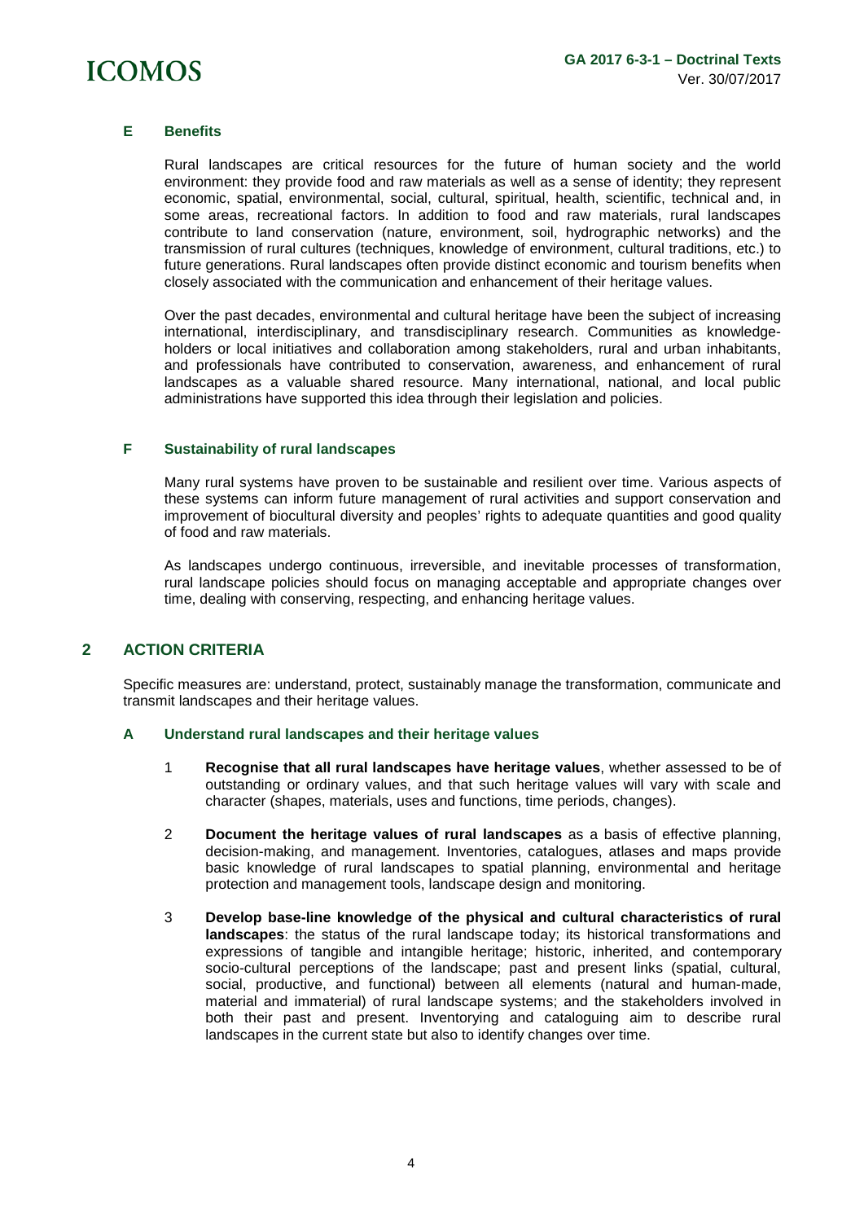### E Benefits

Rural landscapes are critical resources for the future of human society and the world environment: they provide food and raw materials as well as a sense of identity; they represent economic, spatial, environmental, social, cultural, spiritual, health, scientific, technical and, in some areas, recreational factors. In addition to food and raw materials, rural landscapes contribute to land conservation (nature, environment, soil, hydrographic networks) and the transmission of rural cultures (techniques, knowledge of environment, cultural traditions, etc.) to future generations. Rural landscapes often provide distinct economic and tourism benefits when closely associated with the communication and enhancement of their heritage values.

Over the past decades, environmental and cultural heritage have been the subject of increasing international, interdisciplinary, and transdisciplinary research. Communities as knowledge-holders or local initiatives and collaboration among stakeholders, rural and urban inhabitants, and professionals have contributed to conservation, awareness, and enhancement of rural landscapes as a valuable shared resource. Many international, national, and local public administrations have supported this idea through their legislation and policies.

### F Sustainability of rural landscapes

Many rural systems have proven to be sustainable and resilient over time. Various aspects of these systems can inform future management of rural activities and support conservation and improvement of biocultural diversity and peoples' rights to adequate quantities and good quality of food and raw materials.

As landscapes undergo continuous, irreversible, and inevitable processes of transformation, rural landscape policies should focus on managing acceptable and appropriate changes over time, dealing with conserving, respecting, and enhancing heritage values.

## 2 ACTION CRITERIA

Specific measures are: understand, protect, sustainably manage the transformation, communicate and transmit landscapes and their heritage values.

### A Understand rural landscapes and their heritage values

1. **Recognise that all rural landscapes have heritage values**, whether assessed to be of outstanding or ordinary values, and that such heritage values will vary with scale and character (shapes, materials, uses and functions, time periods, changes).

2. **Document the heritage values of rural landscapes** as a basis of effective planning, decision-making, and management. Inventories, catalogues, atlases and maps provide basic knowledge of rural landscapes to spatial planning, environmental and heritage protection and management tools, landscape design and monitoring.

3. **Develop base-line knowledge of the physical and cultural characteristics of rural landscapes**: the status of the rural landscape today; its historical transformations and expressions of tangible and intangible heritage; historic, inherited, and contemporary socio-cultural perceptions of the landscape; past and present links (spatial, cultural, social, productive, and functional) between all elements (natural and human-made, material and immaterial) of rural landscape systems; and the stakeholders involved in both their past and present. Inventorying and cataloguing aim to describe rural landscapes in the current state but also to identify changes over time.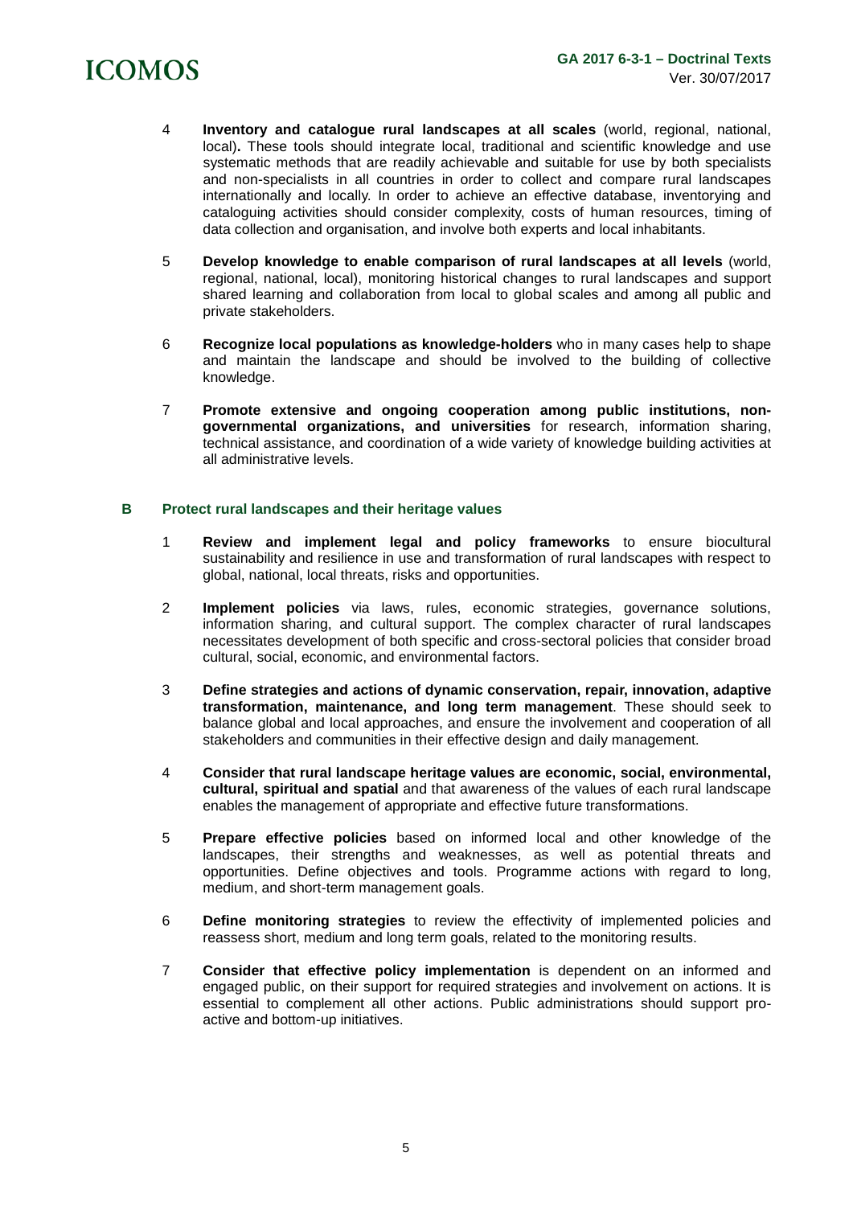4 **Inventory and catalogue rural landscapes at all scales** (world, regional, national, local)**.** These tools should integrate local, traditional and scientific knowledge and use systematic methods that are readily achievable and suitable for use by both specialists and non-specialists in all countries in order to collect and compare rural landscapes internationally and locally. In order to achieve an effective database, inventorying and cataloguing activities should consider complexity, costs of human resources, timing of data collection and organisation, and involve both experts and local inhabitants.

5 **Develop knowledge to enable comparison of rural landscapes at all levels** (world, regional, national, local), monitoring historical changes to rural landscapes and support shared learning and collaboration from local to global scales and among all public and private stakeholders.

6 **Recognize local populations as knowledge-holders** who in many cases help to shape and maintain the landscape and should be involved to the building of collective knowledge.

7 **Promote extensive and ongoing cooperation among public institutions, non-governmental organizations, and universities** for research, information sharing, technical assistance, and coordination of a wide variety of knowledge building activities at all administrative levels.

## B Protect rural landscapes and their heritage values

1 **Review and implement legal and policy frameworks** to ensure biocultural sustainability and resilience in use and transformation of rural landscapes with respect to global, national, local threats, risks and opportunities.

2 **Implement policies** via laws, rules, economic strategies, governance solutions, information sharing, and cultural support. The complex character of rural landscapes necessitates development of both specific and cross-sectoral policies that consider broad cultural, social, economic, and environmental factors.

3 **Define strategies and actions of dynamic conservation, repair, innovation, adaptive transformation, maintenance, and long term management**. These should seek to balance global and local approaches, and ensure the involvement and cooperation of all stakeholders and communities in their effective design and daily management.

4 **Consider that rural landscape heritage values are economic, social, environmental, cultural, spiritual and spatial** and that awareness of the values of each rural landscape enables the management of appropriate and effective future transformations.

5 **Prepare effective policies** based on informed local and other knowledge of the landscapes, their strengths and weaknesses, as well as potential threats and opportunities. Define objectives and tools. Programme actions with regard to long, medium, and short-term management goals.

6 **Define monitoring strategies** to review the effectivity of implemented policies and reassess short, medium and long term goals, related to the monitoring results.

7 **Consider that effective policy implementation** is dependent on an informed and engaged public, on their support for required strategies and involvement on actions. It is essential to complement all other actions. Public administrations should support pro-active and bottom-up initiatives.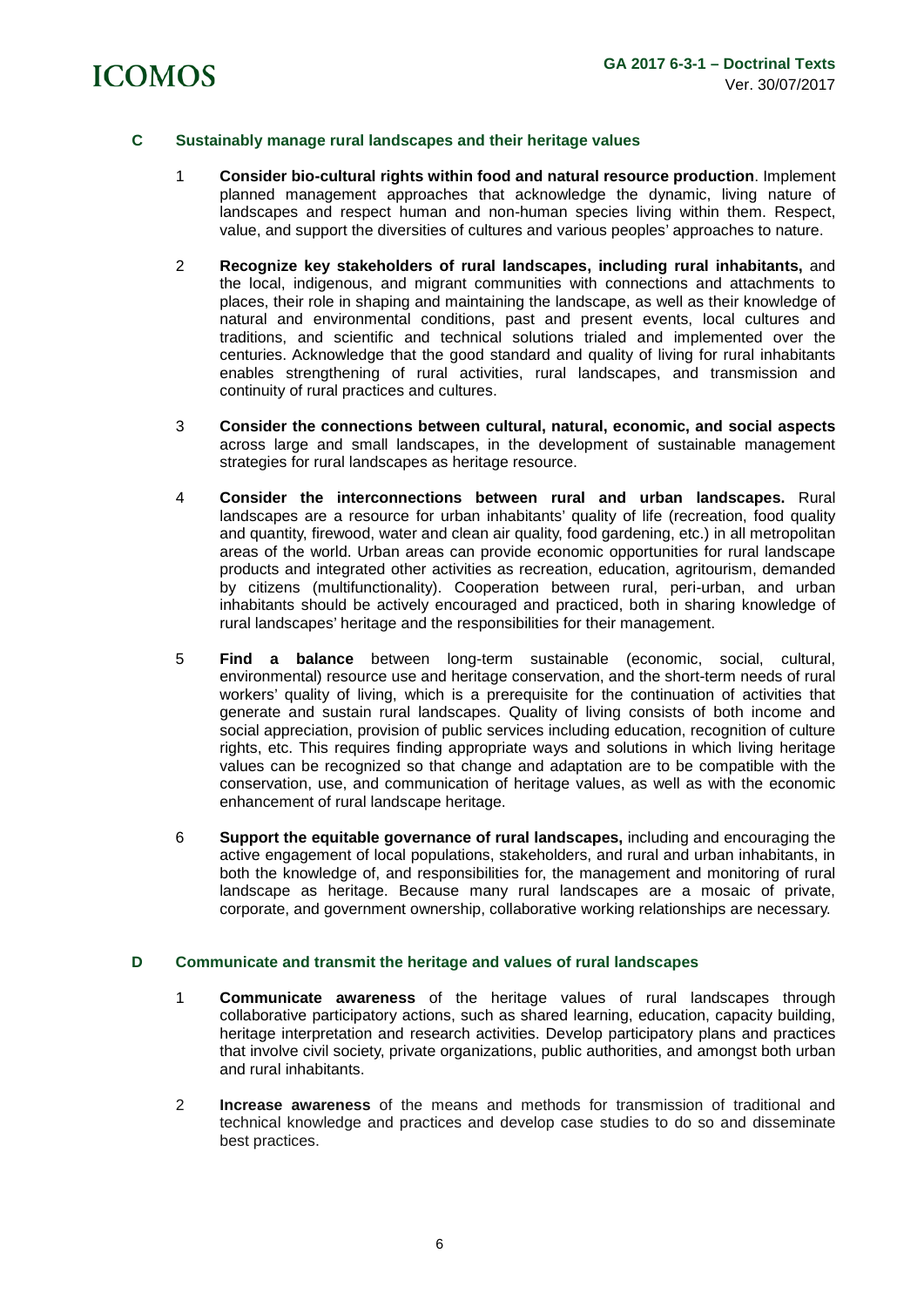## C Sustainably manage rural landscapes and their heritage values

1. **Consider bio-cultural rights within food and natural resource production**. Implement planned management approaches that acknowledge the dynamic, living nature of landscapes and respect human and non-human species living within them. Respect, value, and support the diversities of cultures and various peoples' approaches to nature.

2. **Recognize key stakeholders of rural landscapes, including rural inhabitants,** and the local, indigenous, and migrant communities with connections and attachments to places, their role in shaping and maintaining the landscape, as well as their knowledge of natural and environmental conditions, past and present events, local cultures and traditions, and scientific and technical solutions trialed and implemented over the centuries. Acknowledge that the good standard and quality of living for rural inhabitants enables strengthening of rural activities, rural landscapes, and transmission and continuity of rural practices and cultures.

3. **Consider the connections between cultural, natural, economic, and social aspects** across large and small landscapes, in the development of sustainable management strategies for rural landscapes as heritage resource.

4. **Consider the interconnections between rural and urban landscapes.** Rural landscapes are a resource for urban inhabitants' quality of life (recreation, food quality and quantity, firewood, water and clean air quality, food gardening, etc.) in all metropolitan areas of the world. Urban areas can provide economic opportunities for rural landscape products and integrated other activities as recreation, education, agritourism, demanded by citizens (multifunctionality). Cooperation between rural, peri-urban, and urban inhabitants should be actively encouraged and practiced, both in sharing knowledge of rural landscapes' heritage and the responsibilities for their management.

5. **Find a balance** between long-term sustainable (economic, social, cultural, environmental) resource use and heritage conservation, and the short-term needs of rural workers' quality of living, which is a prerequisite for the continuation of activities that generate and sustain rural landscapes. Quality of living consists of both income and social appreciation, provision of public services including education, recognition of culture rights, etc. This requires finding appropriate ways and solutions in which living heritage values can be recognized so that change and adaptation are to be compatible with the conservation, use, and communication of heritage values, as well as with the economic enhancement of rural landscape heritage.

6. **Support the equitable governance of rural landscapes,** including and encouraging the active engagement of local populations, stakeholders, and rural and urban inhabitants, in both the knowledge of, and responsibilities for, the management and monitoring of rural landscape as heritage. Because many rural landscapes are a mosaic of private, corporate, and government ownership, collaborative working relationships are necessary.

## D Communicate and transmit the heritage and values of rural landscapes

1. **Communicate awareness** of the heritage values of rural landscapes through collaborative participatory actions, such as shared learning, education, capacity building, heritage interpretation and research activities. Develop participatory plans and practices that involve civil society, private organizations, public authorities, and amongst both urban and rural inhabitants.

2. **Increase awareness** of the means and methods for transmission of traditional and technical knowledge and practices and develop case studies to do so and disseminate best practices.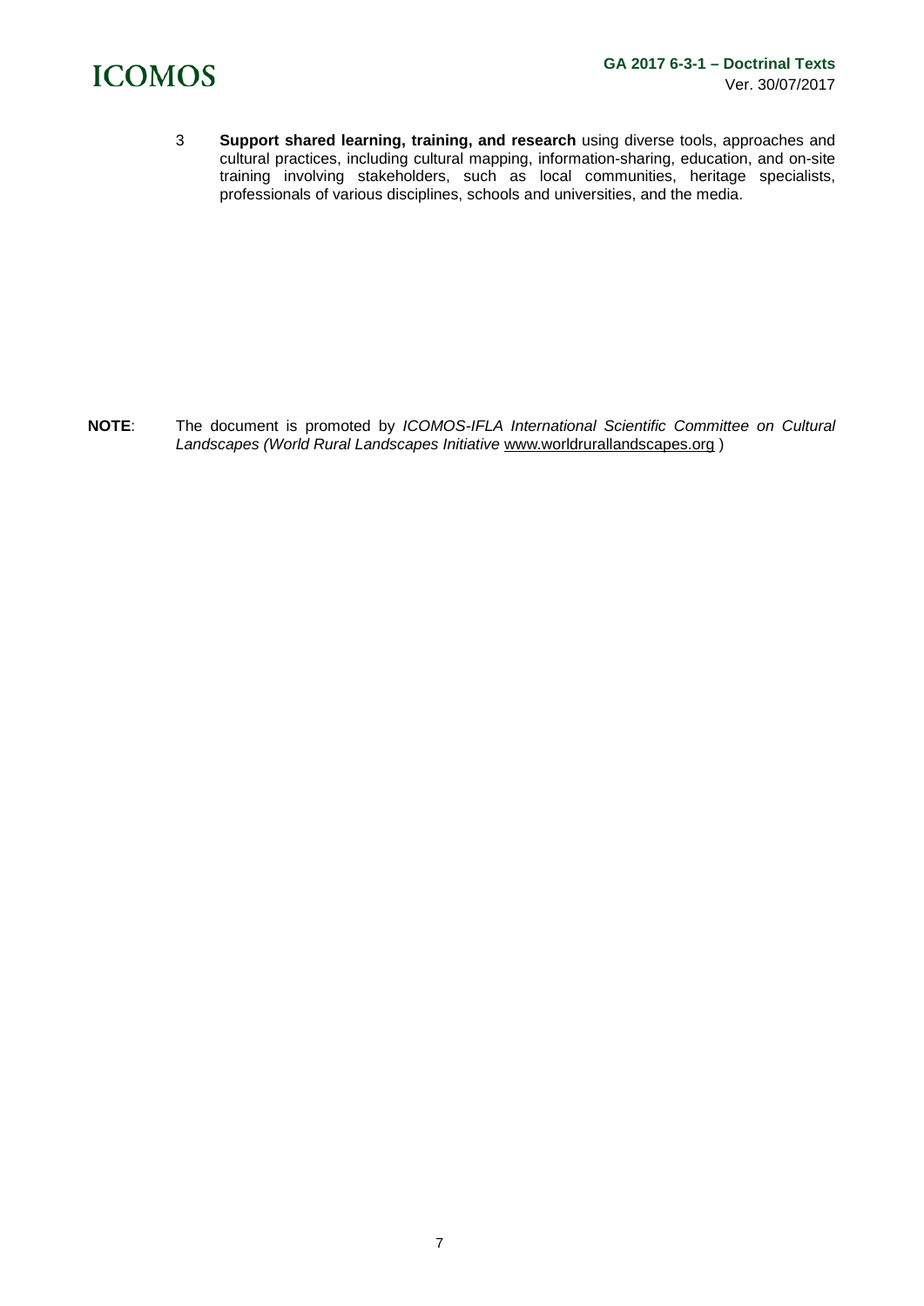3 **Support shared learning, training, and research** using diverse tools, approaches and cultural practices, including cultural mapping, information-sharing, education, and on-site training involving stakeholders, such as local communities, heritage specialists, professionals of various disciplines, schools and universities, and the media.

**NOTE**: The document is promoted by *ICOMOS-IFLA International Scientific Committee on Cultural Landscapes (World Rural Landscapes Initiative* www.worldrurallandscapes.org )